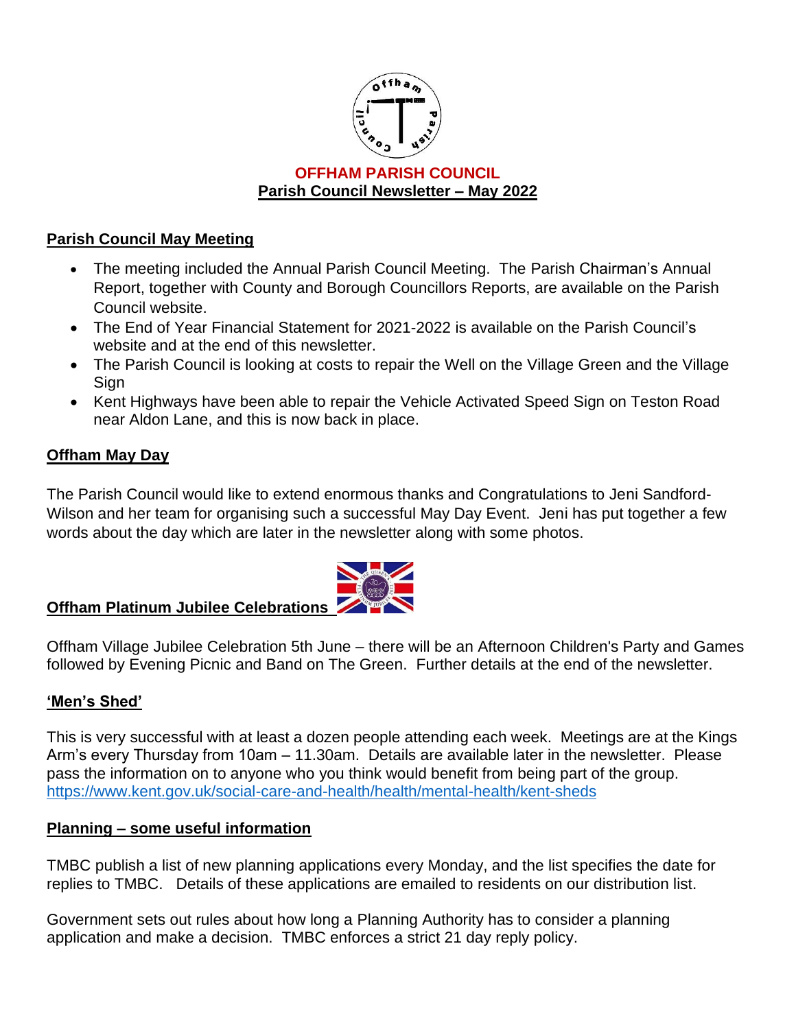# OFFHAM PARISH COUNCIL

## Parish Council Newsletter – May 2022

### Parish Council May Meeting

- The meeting included the Annual Parish Council Meeting. The Parish Chairman's Annual Report, together with County and Borough Councillors Reports, are available on the Parish Council website.
- The End of Year Financial Statement for 2021-2022 is available on the Parish Council's website and at the end of this newsletter.
- The Parish Council is looking at costs to repair the Well on the Village Green and the Village Sign
- Kent Highways have been able to repair the Vehicle Activated Speed Sign on Teston Road near Aldon Lane, and this is now back in place.

### Offham May Day

The Parish Council would like to extend enormous thanks and Congratulations to Jeni Sandford-Wilson and her team for organising such a successful May Day Event. Jeni has put together a few words about the day which are later in the newsletter along with some photos.

### Offham Platinum Jubilee Celebrations

Offham Village Jubilee Celebration 5th June – there will be an Afternoon Children's Party and Games followed by Evening Picnic and Band on The Green. Further details at the end of the newsletter.

### 'Men's Shed'

This is very successful with at least a dozen people attending each week. Meetings are at the Kings Arm's every Thursday from 10am – 11.30am. Details are available later in the newsletter. Please pass the information on to anyone who you think would benefit from being part of the group. https://www.kent.gov.uk/social-care-and-health/health/mental-health/kent-sheds

### Planning – some useful information

TMBC publish a list of new planning applications every Monday, and the list specifies the date for replies to TMBC. Details of these applications are emailed to residents on our distribution list.

Government sets out rules about how long a Planning Authority has to consider a planning application and make a decision. TMBC enforces a strict 21 day reply policy.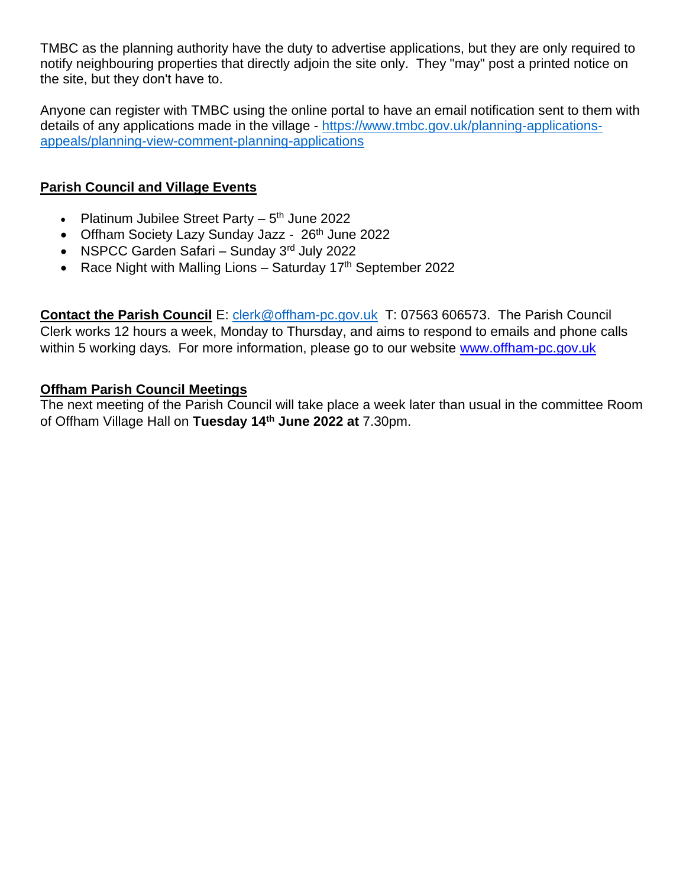TMBC as the planning authority have the duty to advertise applications, but they are only required to notify neighbouring properties that directly adjoin the site only. They "may" post a printed notice on the site, but they don't have to.

Anyone can register with TMBC using the online portal to have an email notification sent to them with details of any applications made in the village - [https://www.tmbc.gov.uk/planning-applications-appeals/planning-view-comment-planning-applications](https://www.tmbc.gov.uk/planning-applications-appeals/planning-view-comment-planning-applications)

## Parish Council and Village Events

- Platinum Jubilee Street Party – 5th June 2022
- Offham Society Lazy Sunday Jazz - 26th June 2022
- NSPCC Garden Safari – Sunday 3rd July 2022
- Race Night with Malling Lions – Saturday 17th September 2022

**Contact the Parish Council** E: [clerk@offham-pc.gov.uk](mailto:clerk@offham-pc.gov.uk) T: 07563 606573. The Parish Council Clerk works 12 hours a week, Monday to Thursday, and aims to respond to emails and phone calls within 5 working days. For more information, please go to our website [www.offham-pc.gov.uk](http://www.offham-pc.gov.uk)

## Offham Parish Council Meetings

The next meeting of the Parish Council will take place a week later than usual in the committee Room of Offham Village Hall on **Tuesday 14th June 2022 at** 7.30pm.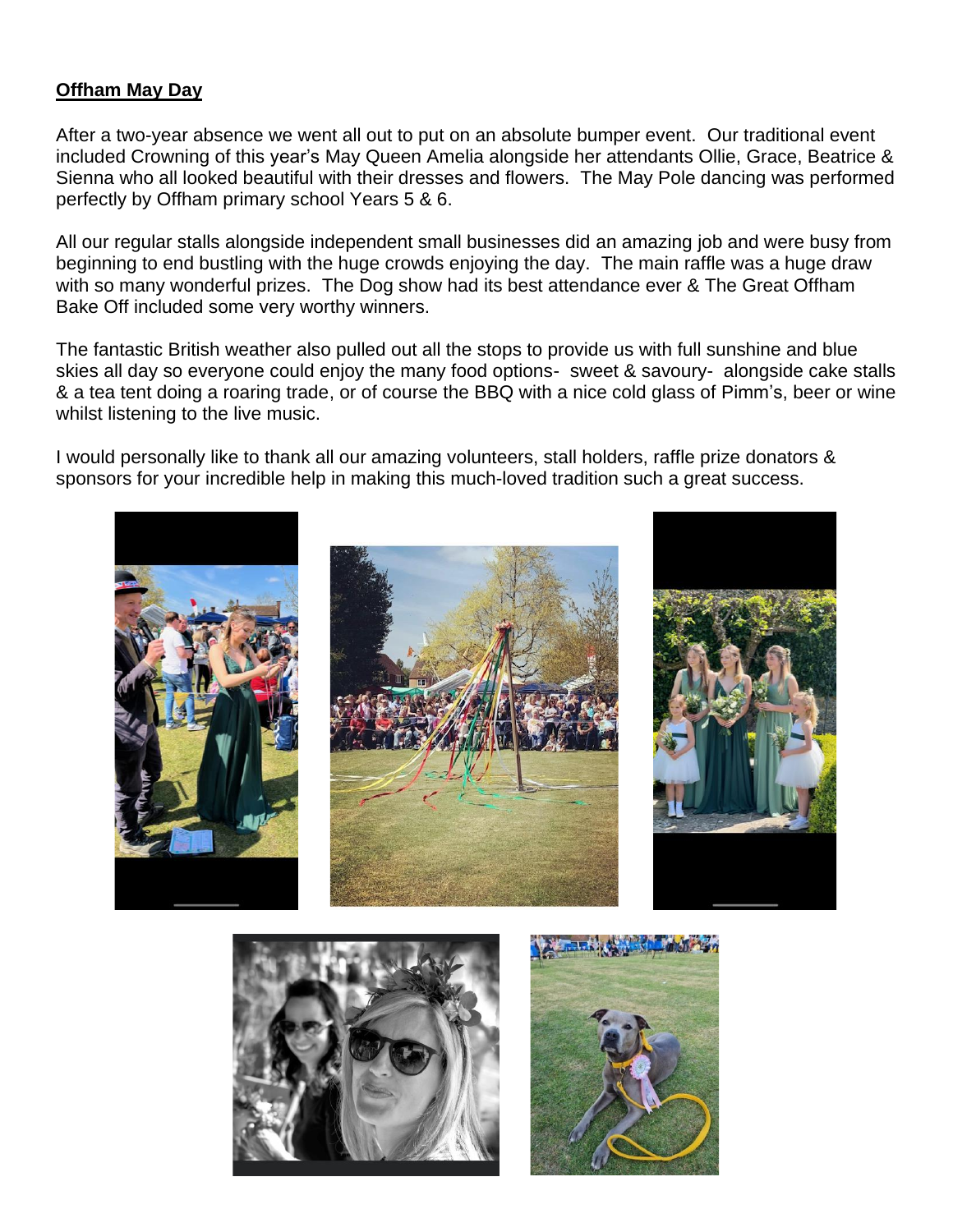**Offham May Day**

After a two-year absence we went all out to put on an absolute bumper event. Our traditional event included Crowning of this year's May Queen Amelia alongside her attendants Ollie, Grace, Beatrice & Sienna who all looked beautiful with their dresses and flowers. The May Pole dancing was performed perfectly by Offham primary school Years 5 & 6.

All our regular stalls alongside independent small businesses did an amazing job and were busy from beginning to end bustling with the huge crowds enjoying the day. The main raffle was a huge draw with so many wonderful prizes. The Dog show had its best attendance ever & The Great Offham Bake Off included some very worthy winners.

The fantastic British weather also pulled out all the stops to provide us with full sunshine and blue skies all day so everyone could enjoy the many food options- sweet & savoury- alongside cake stalls & a tea tent doing a roaring trade, or of course the BBQ with a nice cold glass of Pimm's, beer or wine whilst listening to the live music.

I would personally like to thank all our amazing volunteers, stall holders, raffle prize donators & sponsors for your incredible help in making this much-loved tradition such a great success.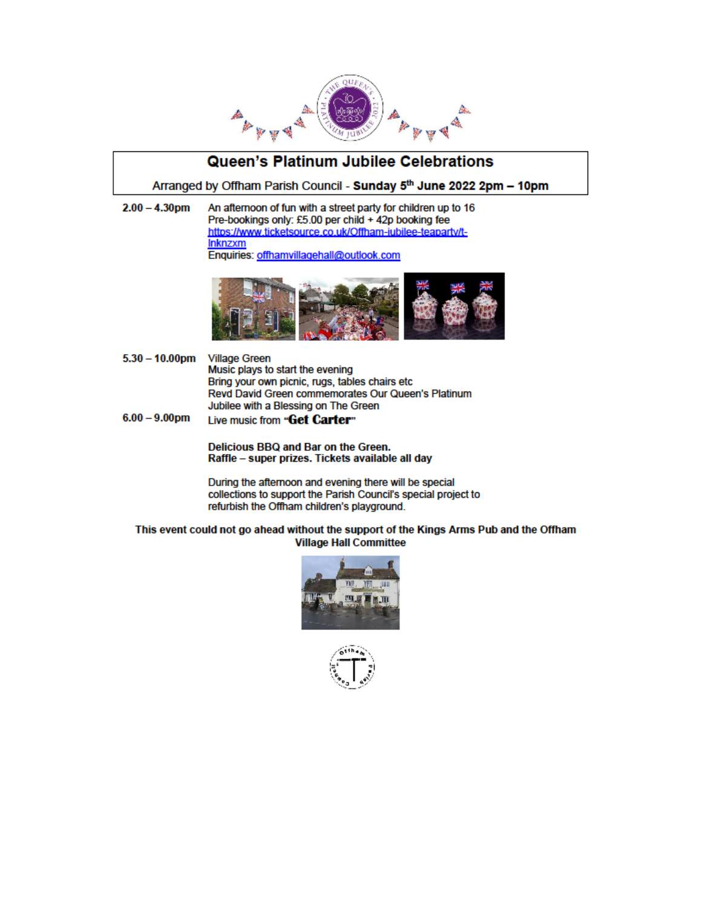# Queen's Platinum Jubilee Celebrations

Arranged by Offham Parish Council - **Sunday 5th June 2022 2pm – 10pm**

**2.00 – 4.30pm** An afternoon of fun with a street party for children up to 16
Pre-bookings only: £5.00 per child + 42p booking fee
https://www.ticketsource.co.uk/Offham-jubilee-teaparty/t-lnknzxm
Enquiries: offhamvillagehall@outlook.com

**5.30 – 10.00pm** Village Green
Music plays to start the evening
Bring your own picnic, rugs, tables chairs etc
Revd David Green commemorates Our Queen's Platinum Jubilee with a Blessing on The Green

**6.00 – 9.00pm** Live music from "**Get Carter**"

**Delicious BBQ and Bar on the Green.**
**Raffle – super prizes. Tickets available all day**

During the afternoon and evening there will be special collections to support the Parish Council's special project to refurbish the Offham children's playground.

**This event could not go ahead without the support of the Kings Arms Pub and the Offham Village Hall Committee**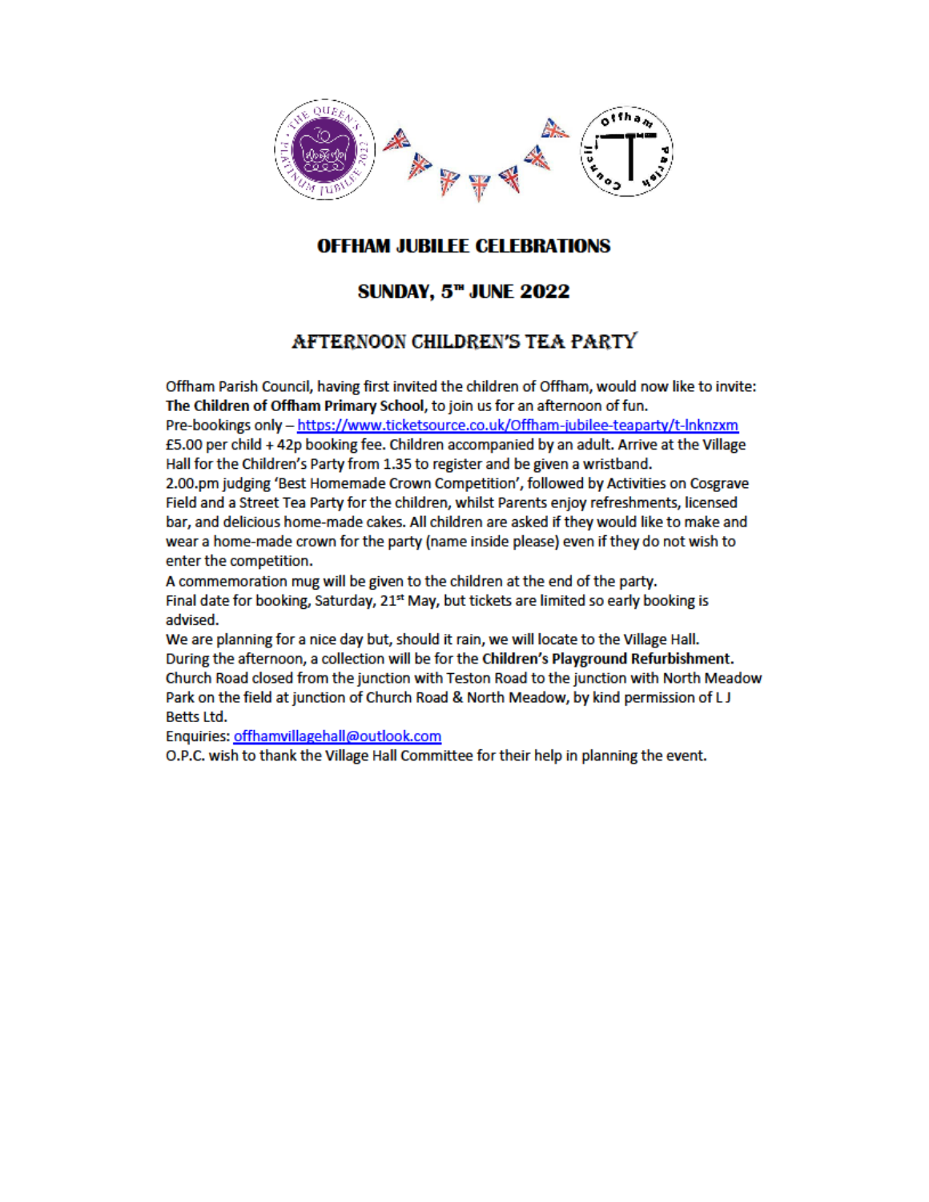# OFFHAM JUBILEE CELEBRATIONS

## SUNDAY, 5TH JUNE 2022

## AFTERNOON CHILDREN'S TEA PARTY

Offham Parish Council, having first invited the children of Offham, would now like to invite: **The Children of Offham Primary School,** to join us for an afternoon of fun.
Pre-bookings only – https://www.ticketsource.co.uk/Offham-jubilee-teaparty/t-lnknzxm
£5.00 per child + 42p booking fee. Children accompanied by an adult. Arrive at the Village Hall for the Children's Party from 1.35 to register and be given a wristband.
2.00.pm judging 'Best Homemade Crown Competition', followed by Activities on Cosgrave Field and a Street Tea Party for the children, whilst Parents enjoy refreshments, licensed bar, and delicious home-made cakes. All children are asked if they would like to make and wear a home-made crown for the party (name inside please) even if they do not wish to enter the competition.
A commemoration mug will be given to the children at the end of the party.
Final date for booking, Saturday, 21st May, but tickets are limited so early booking is advised.
We are planning for a nice day but, should it rain, we will locate to the Village Hall.
During the afternoon, a collection will be for the **Children's Playground Refurbishment.**
Church Road closed from the junction with Teston Road to the junction with North Meadow
Park on the field at junction of Church Road & North Meadow, by kind permission of L J Betts Ltd.
Enquiries: offhamvillagehall@outlook.com
O.P.C. wish to thank the Village Hall Committee for their help in planning the event.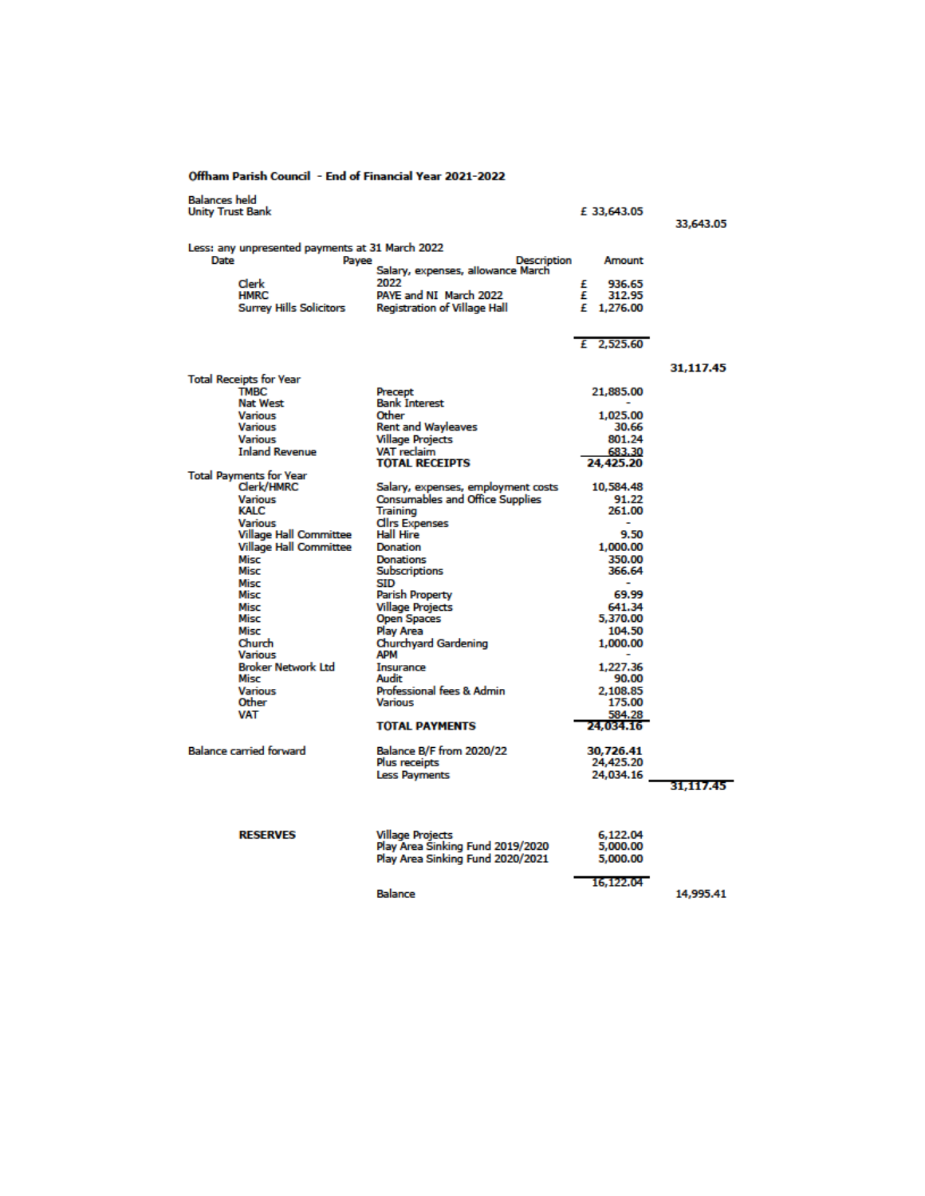# Offham Parish Council - End of Financial Year 2021-2022

| | | | |
|---|---|---|---|
| **Balances held** | | | |
| Unity Trust Bank | | £ 33,643.05 | |
| | | | 33,643.05 |
| Less: any unpresented payments at 31 March 2022 | | | |

| Date | Payee | Description | Amount |
|---|---|---|---|
| | Clerk | Salary, expenses, allowance March 2022 | £ 936.65 |
| | HMRC | PAYE and NI March 2022 | £ 312.95 |
| | Surrey Hills Solicitors | Registration of Village Hall | £ 1,276.00 |
| | | | £ 2,525.60 |

| | | | |
|---|---|---|---|
| | | | **31,117.45** |
| **Total Receipts for Year** | | | |
| TMBC | Precept | 21,885.00 | |
| Nat West | Bank Interest | - | |
| Various | Other | 1,025.00 | |
| Various | Rent and Wayleaves | 30.66 | |
| Various | Village Projects | 801.24 | |
| Inland Revenue | VAT reclaim | 683.30 | |
| | **TOTAL RECEIPTS** | **24,425.20** | |
| **Total Payments for Year** | | | |
| Clerk/HMRC | Salary, expenses, employment costs | 10,584.48 | |
| Various | Consumables and Office Supplies | 91.22 | |
| KALC | Training | 261.00 | |
| Various | Cllrs Expenses | - | |
| Village Hall Committee | Hall Hire | 9.50 | |
| Village Hall Committee | Donation | 1,000.00 | |
| Misc | Donations | 350.00 | |
| Misc | Subscriptions | 366.64 | |
| Misc | SID | - | |
| Misc | Parish Property | 69.99 | |
| Misc | Village Projects | 641.34 | |
| Misc | Open Spaces | 5,370.00 | |
| Misc | Play Area | 104.50 | |
| Church | Churchyard Gardening | 1,000.00 | |
| Various | APM | - | |
| Broker Network Ltd | Insurance | 1,227.36 | |
| Misc | Audit | 90.00 | |
| Various | Professional fees & Admin | 2,108.85 | |
| Other | Various | 175.00 | |
| VAT | | 584.28 | |
| | **TOTAL PAYMENTS** | **24,034.16** | |
| Balance carried forward | Balance B/F from 2020/22 | 30,726.41 | |
| | Plus receipts | 24,425.20 | |
| | Less Payments | 24,034.16 | **31,117.45** |

| | | | |
|---|---|---|---|
| **RESERVES** | Village Projects | 6,122.04 | |
| | Play Area Sinking Fund 2019/2020 | 5,000.00 | |
| | Play Area Sinking Fund 2020/2021 | 5,000.00 | |
| | | 16,122.04 | |
| | Balance | | 14,995.41 |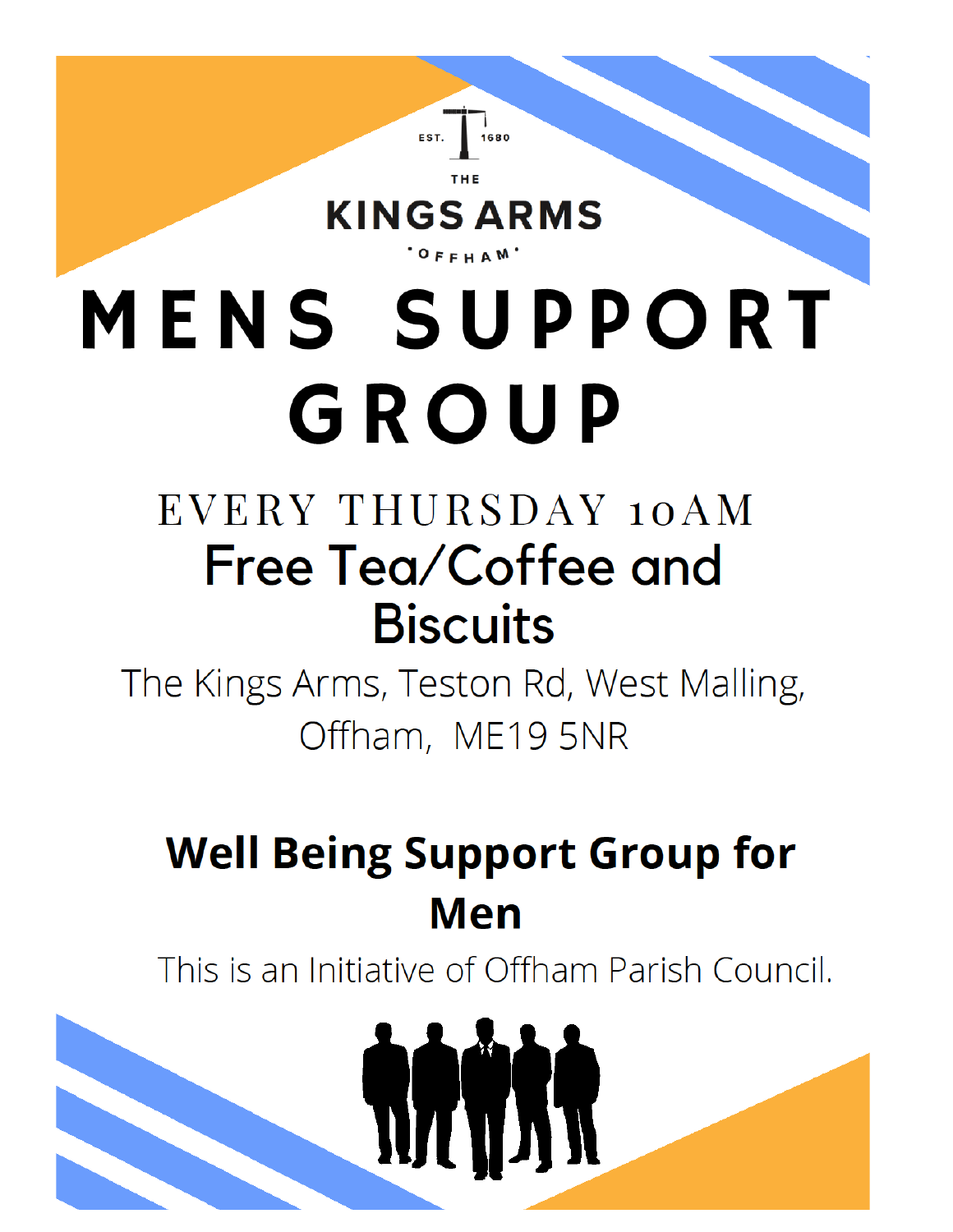EST. 1680

THE

KINGS ARMS

OFFHAM

# MENS SUPPORT GROUP

## EVERY THURSDAY 10AM

## Free Tea/Coffee and Biscuits

The Kings Arms, Teston Rd, West Malling, Offham, ME19 5NR

## **Well Being Support Group for Men**

This is an Initiative of Offham Parish Council.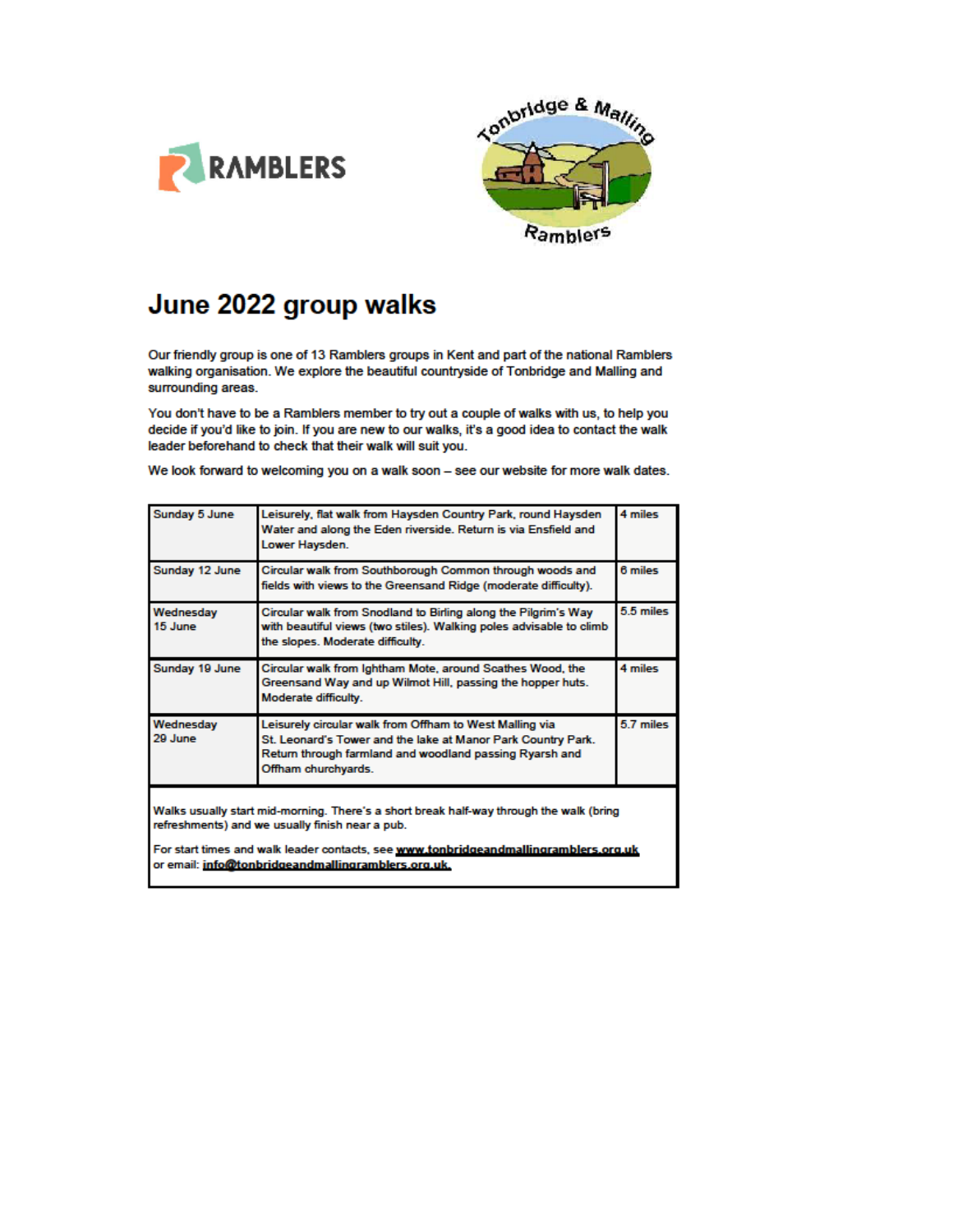# June 2022 group walks

Our friendly group is one of 13 Ramblers groups in Kent and part of the national Ramblers walking organisation. We explore the beautiful countryside of Tonbridge and Malling and surrounding areas.

You don't have to be a Ramblers member to try out a couple of walks with us, to help you decide if you'd like to join. If you are new to our walks, it's a good idea to contact the walk leader beforehand to check that their walk will suit you.

We look forward to welcoming you on a walk soon – see our website for more walk dates.

| | | |
|---|---|---|
| Sunday 5 June | Leisurely, flat walk from Haysden Country Park, round Haysden Water and along the Eden riverside. Return is via Ensfield and Lower Haysden. | 4 miles |
| Sunday 12 June | Circular walk from Southborough Common through woods and fields with views to the Greensand Ridge (moderate difficulty). | 6 miles |
| Wednesday 15 June | Circular walk from Snodland to Birling along the Pilgrim's Way with beautiful views (two stiles). Walking poles advisable to climb the slopes. Moderate difficulty. | 5.5 miles |
| Sunday 19 June | Circular walk from Ightham Mote, around Scathes Wood, the Greensand Way and up Wilmot Hill, passing the hopper huts. Moderate difficulty. | 4 miles |
| Wednesday 29 June | Leisurely circular walk from Offham to West Malling via St. Leonard's Tower and the lake at Manor Park Country Park. Return through farmland and woodland passing Ryarsh and Offham churchyards. | 5.7 miles |

Walks usually start mid-morning. There's a short break half-way through the walk (bring refreshments) and we usually finish near a pub.

For start times and walk leader contacts, see **www.tonbridgeandmallingramblers.org.uk** or email: **info@tonbridgeandmallingramblers.org.uk.**